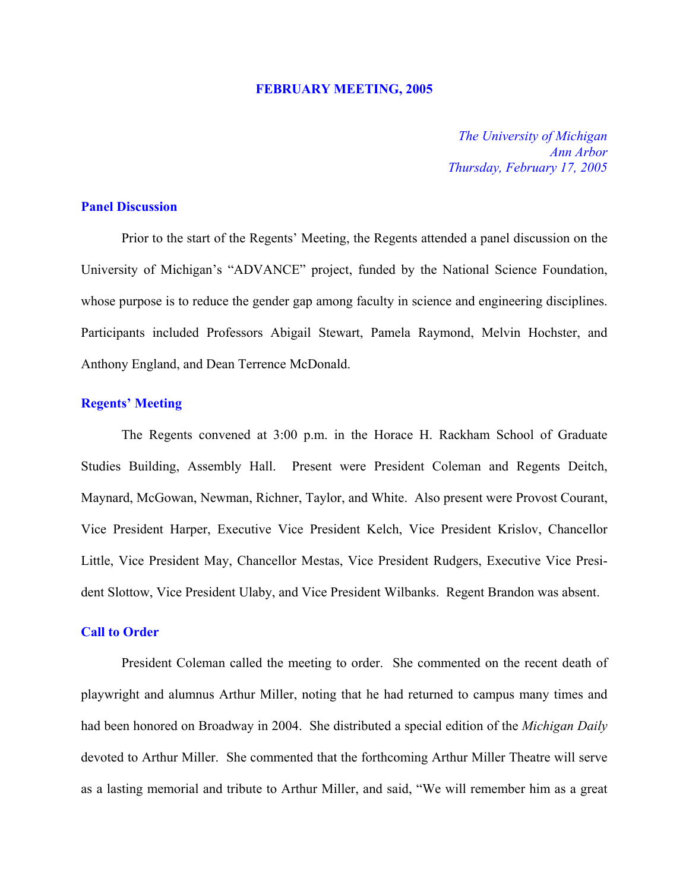# FEBRUARY MEETING, 2005

*The University of Michigan*
*Ann Arbor*
*Thursday, February 17, 2005*

## Panel Discussion

Prior to the start of the Regents' Meeting, the Regents attended a panel discussion on the University of Michigan's "ADVANCE" project, funded by the National Science Foundation, whose purpose is to reduce the gender gap among faculty in science and engineering disciplines. Participants included Professors Abigail Stewart, Pamela Raymond, Melvin Hochster, and Anthony England, and Dean Terrence McDonald.

## Regents' Meeting

The Regents convened at 3:00 p.m. in the Horace H. Rackham School of Graduate Studies Building, Assembly Hall. Present were President Coleman and Regents Deitch, Maynard, McGowan, Newman, Richner, Taylor, and White. Also present were Provost Courant, Vice President Harper, Executive Vice President Kelch, Vice President Krislov, Chancellor Little, Vice President May, Chancellor Mestas, Vice President Rudgers, Executive Vice President Slottow, Vice President Ulaby, and Vice President Wilbanks. Regent Brandon was absent.

## Call to Order

President Coleman called the meeting to order. She commented on the recent death of playwright and alumnus Arthur Miller, noting that he had returned to campus many times and had been honored on Broadway in 2004. She distributed a special edition of the *Michigan Daily* devoted to Arthur Miller. She commented that the forthcoming Arthur Miller Theatre will serve as a lasting memorial and tribute to Arthur Miller, and said, "We will remember him as a great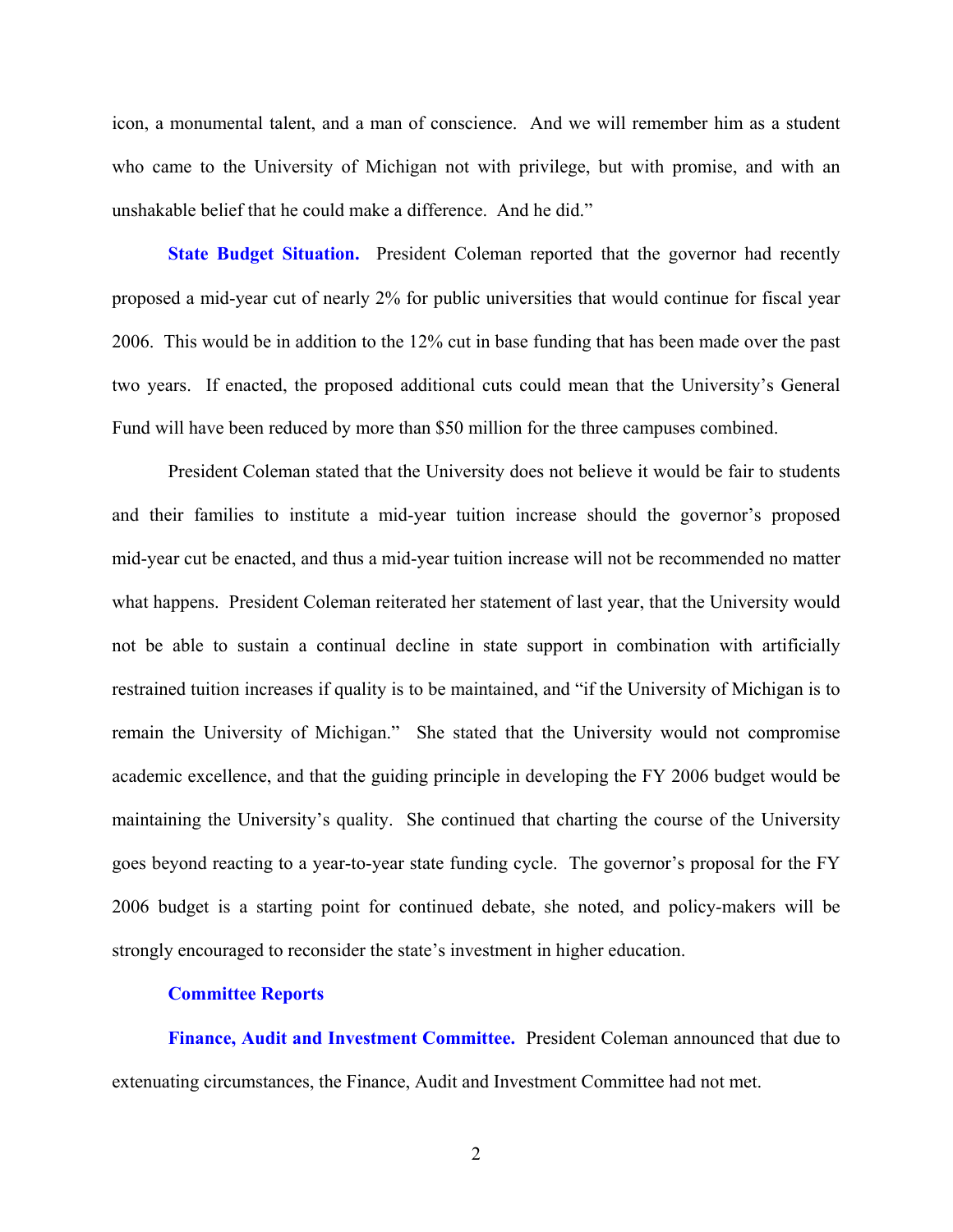icon, a monumental talent, and a man of conscience. And we will remember him as a student who came to the University of Michigan not with privilege, but with promise, and with an unshakable belief that he could make a difference. And he did."

**State Budget Situation.** President Coleman reported that the governor had recently proposed a mid-year cut of nearly 2% for public universities that would continue for fiscal year 2006. This would be in addition to the 12% cut in base funding that has been made over the past two years. If enacted, the proposed additional cuts could mean that the University's General Fund will have been reduced by more than $50 million for the three campuses combined.

President Coleman stated that the University does not believe it would be fair to students and their families to institute a mid-year tuition increase should the governor's proposed mid-year cut be enacted, and thus a mid-year tuition increase will not be recommended no matter what happens. President Coleman reiterated her statement of last year, that the University would not be able to sustain a continual decline in state support in combination with artificially restrained tuition increases if quality is to be maintained, and "if the University of Michigan is to remain the University of Michigan." She stated that the University would not compromise academic excellence, and that the guiding principle in developing the FY 2006 budget would be maintaining the University's quality. She continued that charting the course of the University goes beyond reacting to a year-to-year state funding cycle. The governor's proposal for the FY 2006 budget is a starting point for continued debate, she noted, and policy-makers will be strongly encouraged to reconsider the state's investment in higher education.

**Committee Reports**

**Finance, Audit and Investment Committee.** President Coleman announced that due to extenuating circumstances, the Finance, Audit and Investment Committee had not met.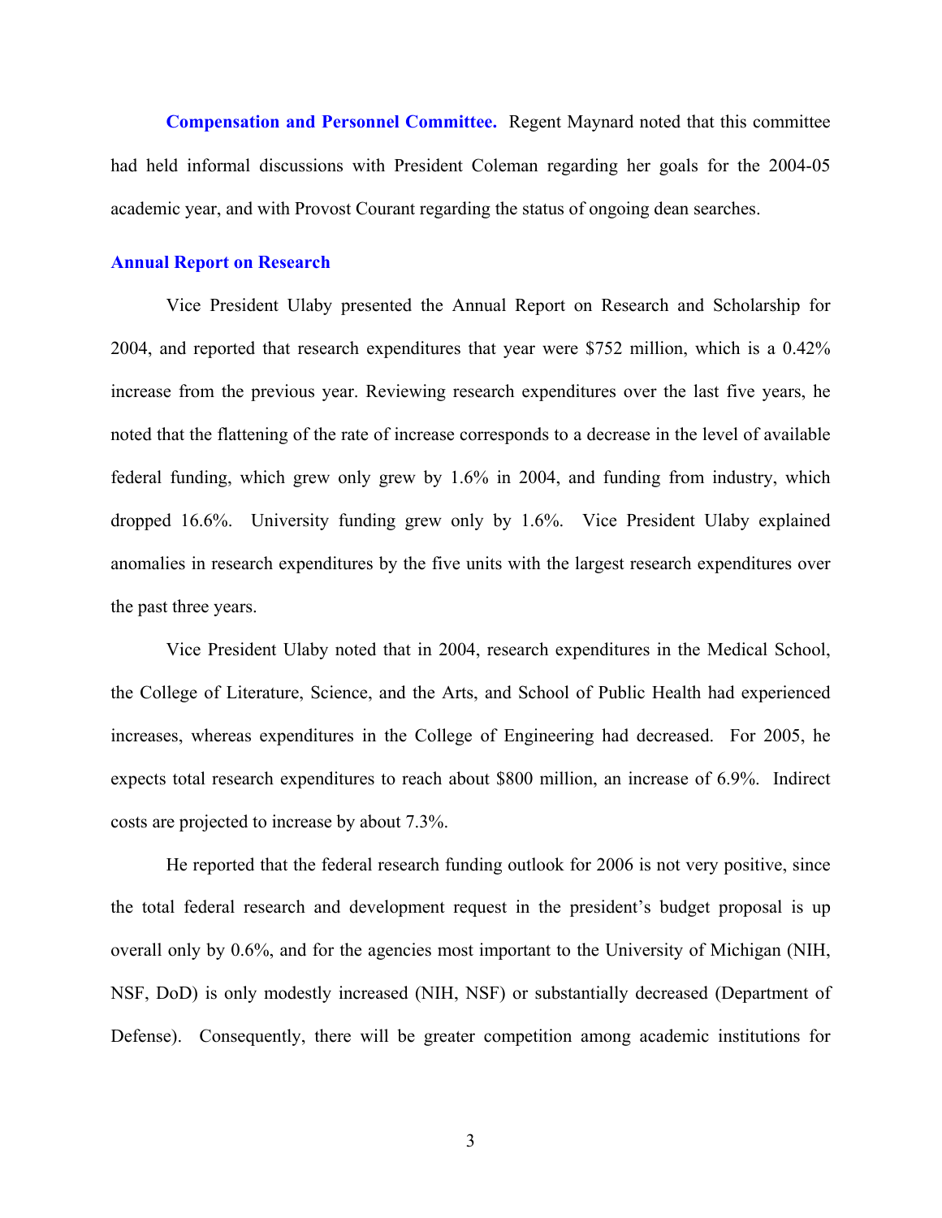**Compensation and Personnel Committee.** Regent Maynard noted that this committee had held informal discussions with President Coleman regarding her goals for the 2004-05 academic year, and with Provost Courant regarding the status of ongoing dean searches.

## Annual Report on Research

Vice President Ulaby presented the Annual Report on Research and Scholarship for 2004, and reported that research expenditures that year were $752 million, which is a 0.42% increase from the previous year. Reviewing research expenditures over the last five years, he noted that the flattening of the rate of increase corresponds to a decrease in the level of available federal funding, which grew only grew by 1.6% in 2004, and funding from industry, which dropped 16.6%. University funding grew only by 1.6%. Vice President Ulaby explained anomalies in research expenditures by the five units with the largest research expenditures over the past three years.

Vice President Ulaby noted that in 2004, research expenditures in the Medical School, the College of Literature, Science, and the Arts, and School of Public Health had experienced increases, whereas expenditures in the College of Engineering had decreased. For 2005, he expects total research expenditures to reach about $800 million, an increase of 6.9%. Indirect costs are projected to increase by about 7.3%.

He reported that the federal research funding outlook for 2006 is not very positive, since the total federal research and development request in the president's budget proposal is up overall only by 0.6%, and for the agencies most important to the University of Michigan (NIH, NSF, DoD) is only modestly increased (NIH, NSF) or substantially decreased (Department of Defense). Consequently, there will be greater competition among academic institutions for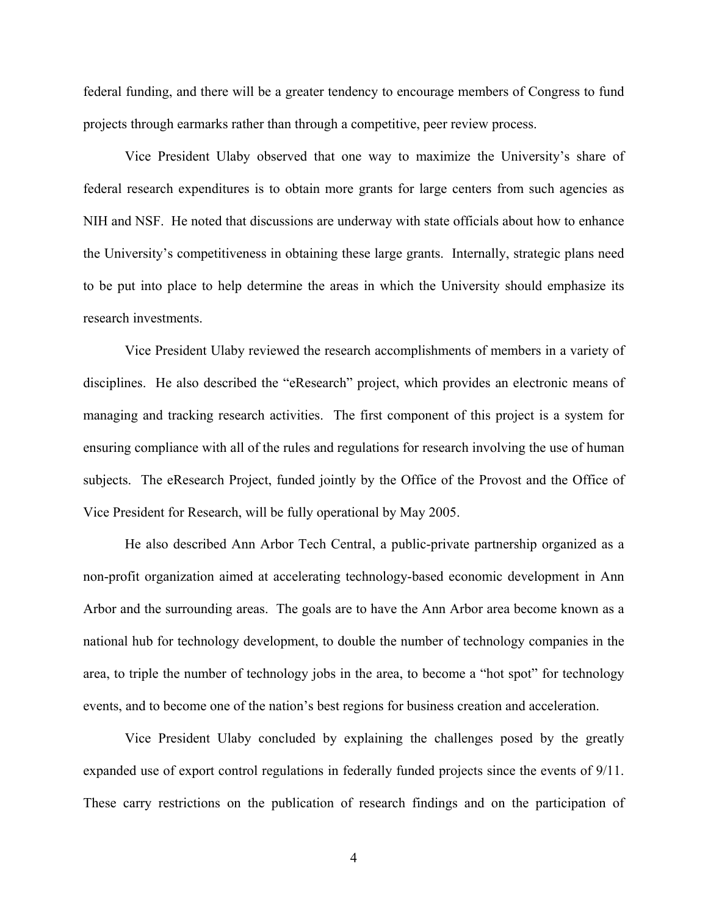federal funding, and there will be a greater tendency to encourage members of Congress to fund projects through earmarks rather than through a competitive, peer review process.

Vice President Ulaby observed that one way to maximize the University's share of federal research expenditures is to obtain more grants for large centers from such agencies as NIH and NSF. He noted that discussions are underway with state officials about how to enhance the University's competitiveness in obtaining these large grants. Internally, strategic plans need to be put into place to help determine the areas in which the University should emphasize its research investments.

Vice President Ulaby reviewed the research accomplishments of members in a variety of disciplines. He also described the "eResearch" project, which provides an electronic means of managing and tracking research activities. The first component of this project is a system for ensuring compliance with all of the rules and regulations for research involving the use of human subjects. The eResearch Project, funded jointly by the Office of the Provost and the Office of Vice President for Research, will be fully operational by May 2005.

He also described Ann Arbor Tech Central, a public-private partnership organized as a non-profit organization aimed at accelerating technology-based economic development in Ann Arbor and the surrounding areas. The goals are to have the Ann Arbor area become known as a national hub for technology development, to double the number of technology companies in the area, to triple the number of technology jobs in the area, to become a "hot spot" for technology events, and to become one of the nation's best regions for business creation and acceleration.

Vice President Ulaby concluded by explaining the challenges posed by the greatly expanded use of export control regulations in federally funded projects since the events of 9/11. These carry restrictions on the publication of research findings and on the participation of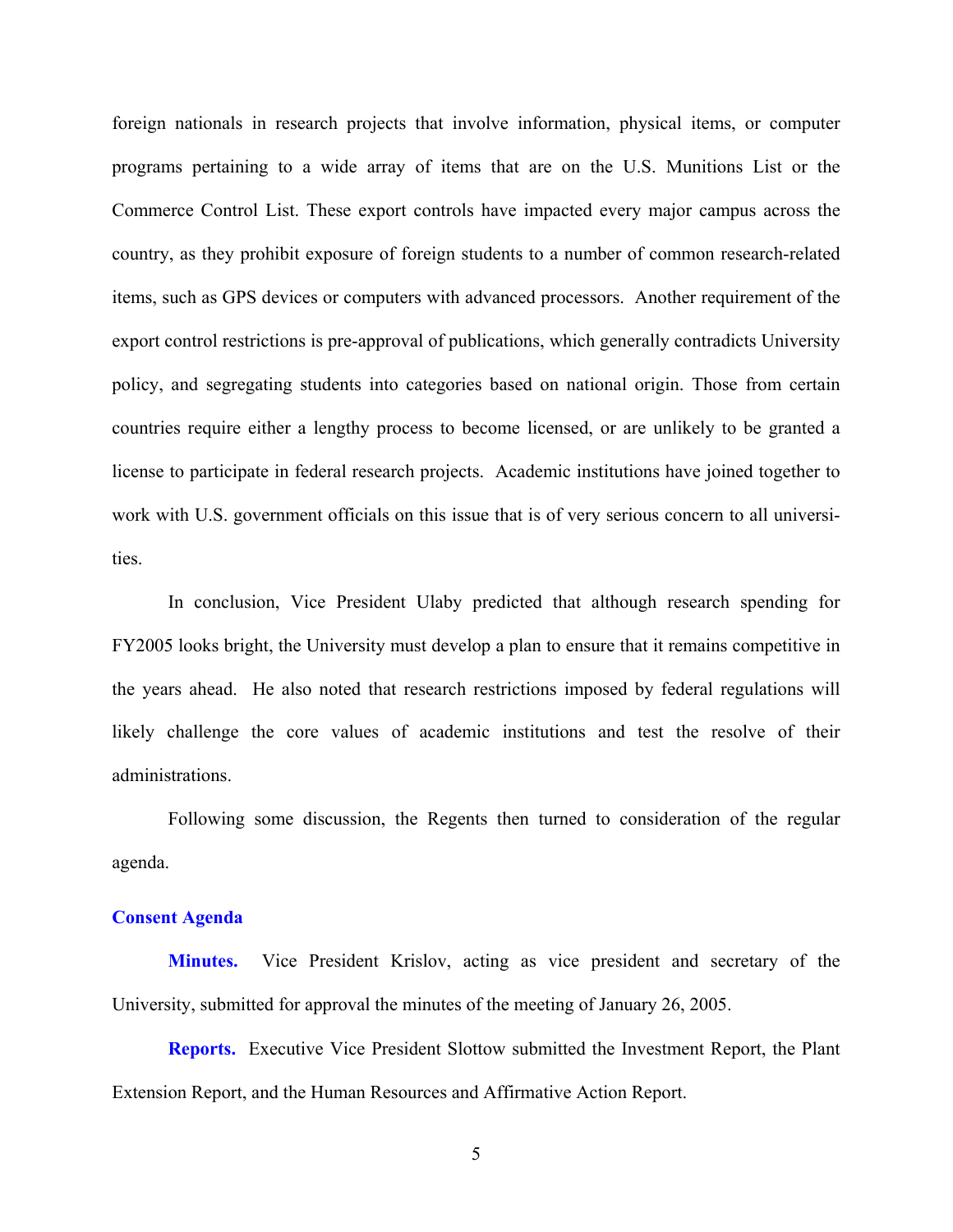foreign nationals in research projects that involve information, physical items, or computer programs pertaining to a wide array of items that are on the U.S. Munitions List or the Commerce Control List. These export controls have impacted every major campus across the country, as they prohibit exposure of foreign students to a number of common research-related items, such as GPS devices or computers with advanced processors. Another requirement of the export control restrictions is pre-approval of publications, which generally contradicts University policy, and segregating students into categories based on national origin. Those from certain countries require either a lengthy process to become licensed, or are unlikely to be granted a license to participate in federal research projects. Academic institutions have joined together to work with U.S. government officials on this issue that is of very serious concern to all universities.

In conclusion, Vice President Ulaby predicted that although research spending for FY2005 looks bright, the University must develop a plan to ensure that it remains competitive in the years ahead. He also noted that research restrictions imposed by federal regulations will likely challenge the core values of academic institutions and test the resolve of their administrations.

Following some discussion, the Regents then turned to consideration of the regular agenda.

**Consent Agenda**

**Minutes.** Vice President Krislov, acting as vice president and secretary of the University, submitted for approval the minutes of the meeting of January 26, 2005.

**Reports.** Executive Vice President Slottow submitted the Investment Report, the Plant Extension Report, and the Human Resources and Affirmative Action Report.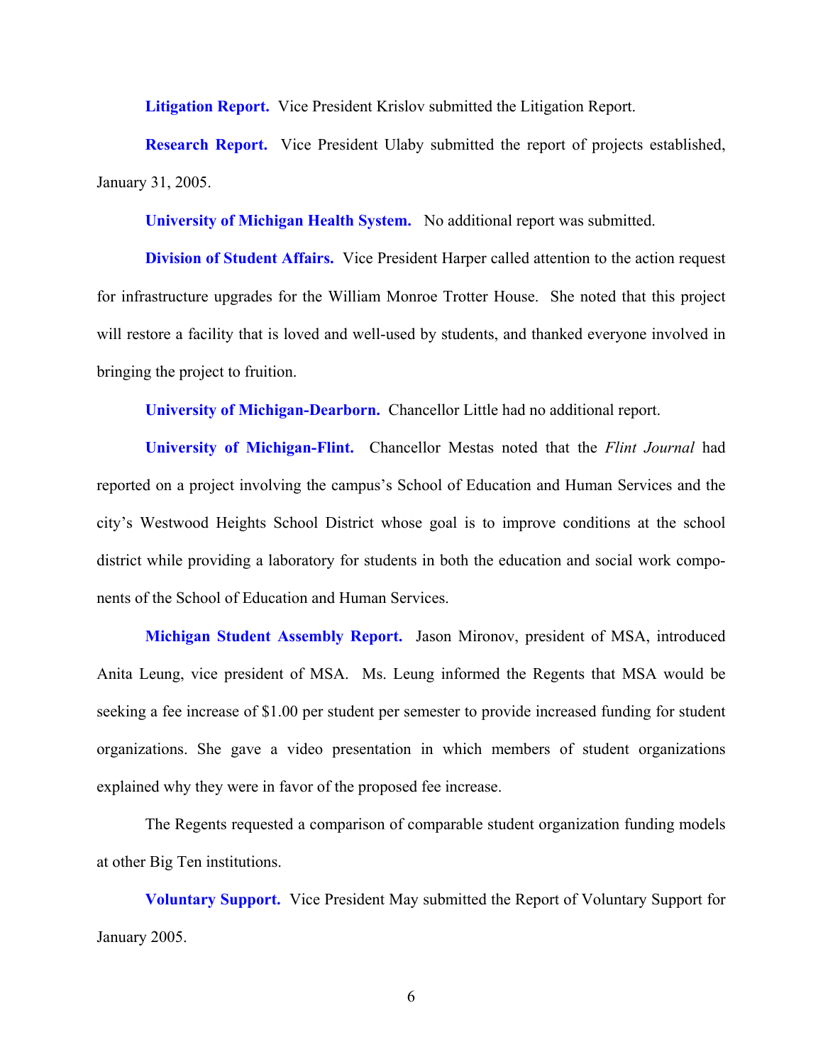**Litigation Report.** Vice President Krislov submitted the Litigation Report.

**Research Report.** Vice President Ulaby submitted the report of projects established, January 31, 2005.

**University of Michigan Health System.** No additional report was submitted.

**Division of Student Affairs.** Vice President Harper called attention to the action request for infrastructure upgrades for the William Monroe Trotter House. She noted that this project will restore a facility that is loved and well-used by students, and thanked everyone involved in bringing the project to fruition.

**University of Michigan-Dearborn.** Chancellor Little had no additional report.

**University of Michigan-Flint.** Chancellor Mestas noted that the *Flint Journal* had reported on a project involving the campus's School of Education and Human Services and the city's Westwood Heights School District whose goal is to improve conditions at the school district while providing a laboratory for students in both the education and social work components of the School of Education and Human Services.

**Michigan Student Assembly Report.** Jason Mironov, president of MSA, introduced Anita Leung, vice president of MSA. Ms. Leung informed the Regents that MSA would be seeking a fee increase of $1.00 per student per semester to provide increased funding for student organizations. She gave a video presentation in which members of student organizations explained why they were in favor of the proposed fee increase.

The Regents requested a comparison of comparable student organization funding models at other Big Ten institutions.

**Voluntary Support.** Vice President May submitted the Report of Voluntary Support for January 2005.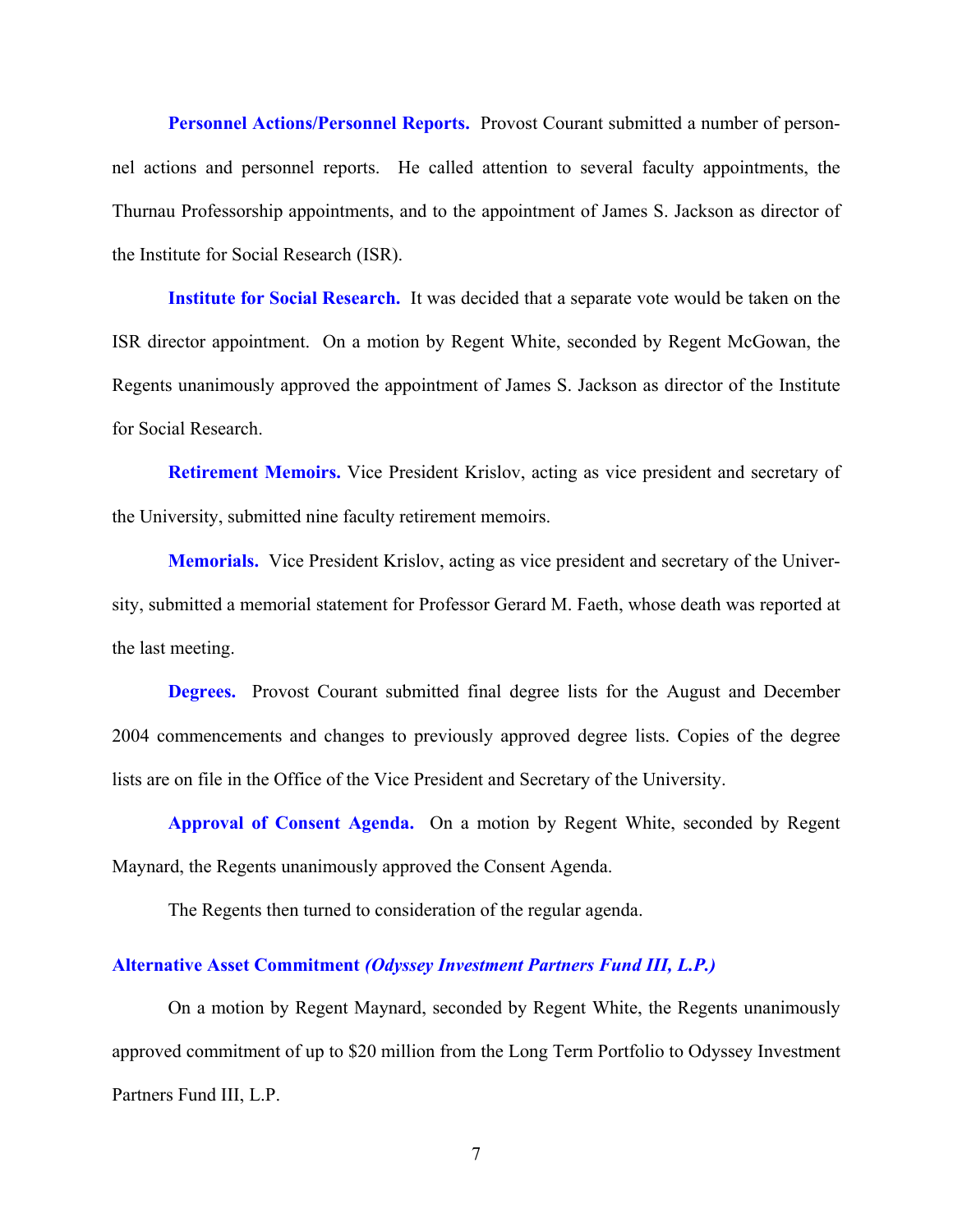**Personnel Actions/Personnel Reports.** Provost Courant submitted a number of personnel actions and personnel reports. He called attention to several faculty appointments, the Thurnau Professorship appointments, and to the appointment of James S. Jackson as director of the Institute for Social Research (ISR).

**Institute for Social Research.** It was decided that a separate vote would be taken on the ISR director appointment. On a motion by Regent White, seconded by Regent McGowan, the Regents unanimously approved the appointment of James S. Jackson as director of the Institute for Social Research.

**Retirement Memoirs.** Vice President Krislov, acting as vice president and secretary of the University, submitted nine faculty retirement memoirs.

**Memorials.** Vice President Krislov, acting as vice president and secretary of the University, submitted a memorial statement for Professor Gerard M. Faeth, whose death was reported at the last meeting.

**Degrees.** Provost Courant submitted final degree lists for the August and December 2004 commencements and changes to previously approved degree lists. Copies of the degree lists are on file in the Office of the Vice President and Secretary of the University.

**Approval of Consent Agenda.** On a motion by Regent White, seconded by Regent Maynard, the Regents unanimously approved the Consent Agenda.

The Regents then turned to consideration of the regular agenda.

### Alternative Asset Commitment *(Odyssey Investment Partners Fund III, L.P.)*

On a motion by Regent Maynard, seconded by Regent White, the Regents unanimously approved commitment of up to $20 million from the Long Term Portfolio to Odyssey Investment Partners Fund III, L.P.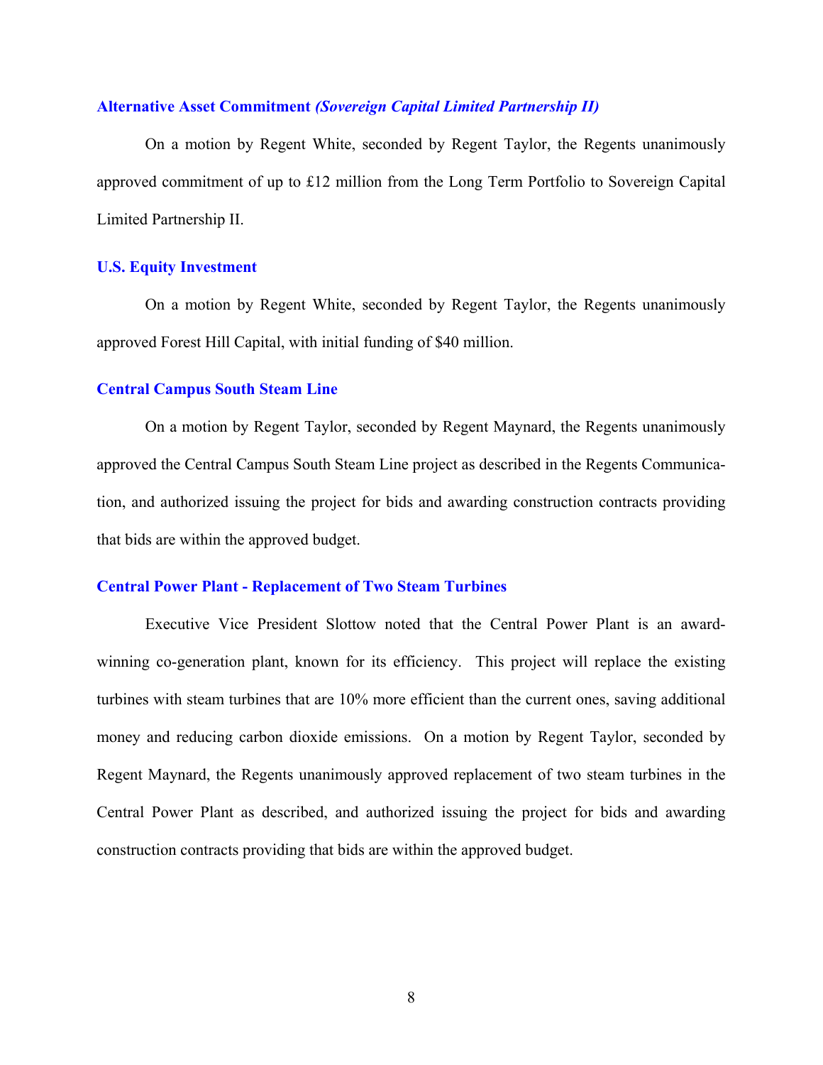### Alternative Asset Commitment *(Sovereign Capital Limited Partnership II)*

On a motion by Regent White, seconded by Regent Taylor, the Regents unanimously approved commitment of up to £12 million from the Long Term Portfolio to Sovereign Capital Limited Partnership II.

### U.S. Equity Investment

On a motion by Regent White, seconded by Regent Taylor, the Regents unanimously approved Forest Hill Capital, with initial funding of $40 million.

### Central Campus South Steam Line

On a motion by Regent Taylor, seconded by Regent Maynard, the Regents unanimously approved the Central Campus South Steam Line project as described in the Regents Communication, and authorized issuing the project for bids and awarding construction contracts providing that bids are within the approved budget.

### Central Power Plant - Replacement of Two Steam Turbines

Executive Vice President Slottow noted that the Central Power Plant is an award-winning co-generation plant, known for its efficiency. This project will replace the existing turbines with steam turbines that are 10% more efficient than the current ones, saving additional money and reducing carbon dioxide emissions. On a motion by Regent Taylor, seconded by Regent Maynard, the Regents unanimously approved replacement of two steam turbines in the Central Power Plant as described, and authorized issuing the project for bids and awarding construction contracts providing that bids are within the approved budget.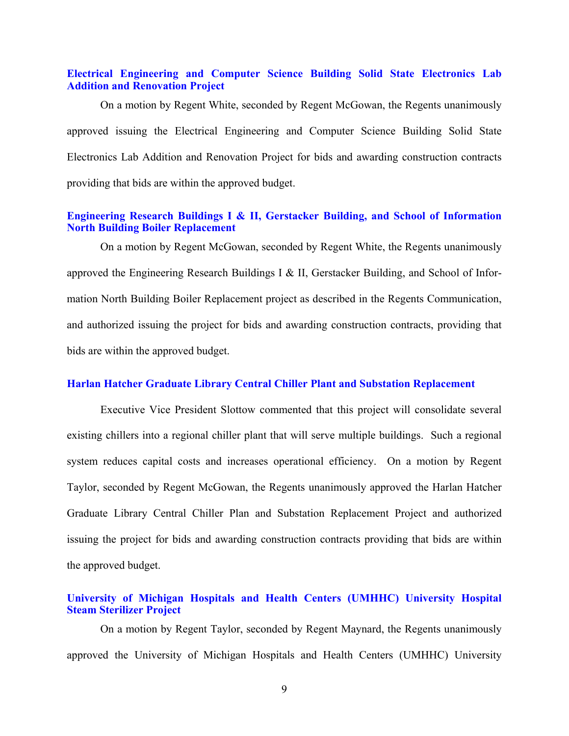### Electrical Engineering and Computer Science Building Solid State Electronics Lab Addition and Renovation Project

On a motion by Regent White, seconded by Regent McGowan, the Regents unanimously approved issuing the Electrical Engineering and Computer Science Building Solid State Electronics Lab Addition and Renovation Project for bids and awarding construction contracts providing that bids are within the approved budget.

### Engineering Research Buildings I & II, Gerstacker Building, and School of Information North Building Boiler Replacement

On a motion by Regent McGowan, seconded by Regent White, the Regents unanimously approved the Engineering Research Buildings I & II, Gerstacker Building, and School of Information North Building Boiler Replacement project as described in the Regents Communication, and authorized issuing the project for bids and awarding construction contracts, providing that bids are within the approved budget.

### Harlan Hatcher Graduate Library Central Chiller Plant and Substation Replacement

Executive Vice President Slottow commented that this project will consolidate several existing chillers into a regional chiller plant that will serve multiple buildings. Such a regional system reduces capital costs and increases operational efficiency. On a motion by Regent Taylor, seconded by Regent McGowan, the Regents unanimously approved the Harlan Hatcher Graduate Library Central Chiller Plan and Substation Replacement Project and authorized issuing the project for bids and awarding construction contracts providing that bids are within the approved budget.

### University of Michigan Hospitals and Health Centers (UMHHC) University Hospital Steam Sterilizer Project

On a motion by Regent Taylor, seconded by Regent Maynard, the Regents unanimously approved the University of Michigan Hospitals and Health Centers (UMHHC) University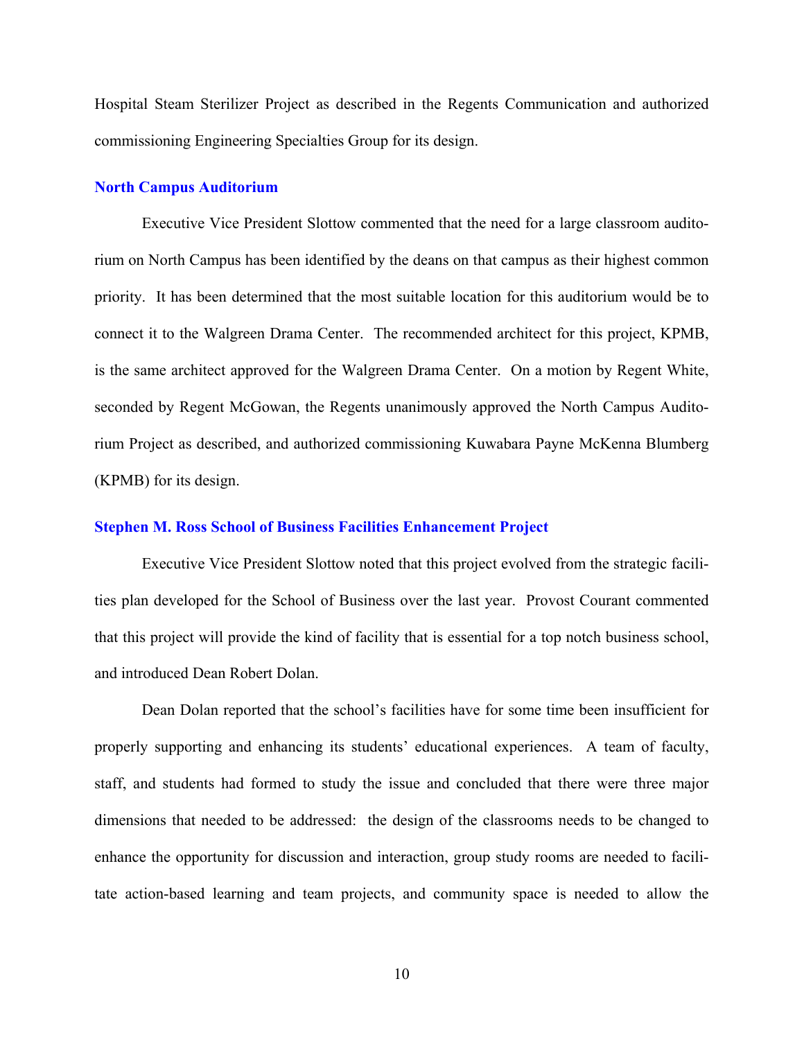Hospital Steam Sterilizer Project as described in the Regents Communication and authorized commissioning Engineering Specialties Group for its design.

### North Campus Auditorium

Executive Vice President Slottow commented that the need for a large classroom auditorium on North Campus has been identified by the deans on that campus as their highest common priority. It has been determined that the most suitable location for this auditorium would be to connect it to the Walgreen Drama Center. The recommended architect for this project, KPMB, is the same architect approved for the Walgreen Drama Center. On a motion by Regent White, seconded by Regent McGowan, the Regents unanimously approved the North Campus Auditorium Project as described, and authorized commissioning Kuwabara Payne McKenna Blumberg (KPMB) for its design.

### Stephen M. Ross School of Business Facilities Enhancement Project

Executive Vice President Slottow noted that this project evolved from the strategic facilities plan developed for the School of Business over the last year. Provost Courant commented that this project will provide the kind of facility that is essential for a top notch business school, and introduced Dean Robert Dolan.

Dean Dolan reported that the school's facilities have for some time been insufficient for properly supporting and enhancing its students' educational experiences. A team of faculty, staff, and students had formed to study the issue and concluded that there were three major dimensions that needed to be addressed: the design of the classrooms needs to be changed to enhance the opportunity for discussion and interaction, group study rooms are needed to facilitate action-based learning and team projects, and community space is needed to allow the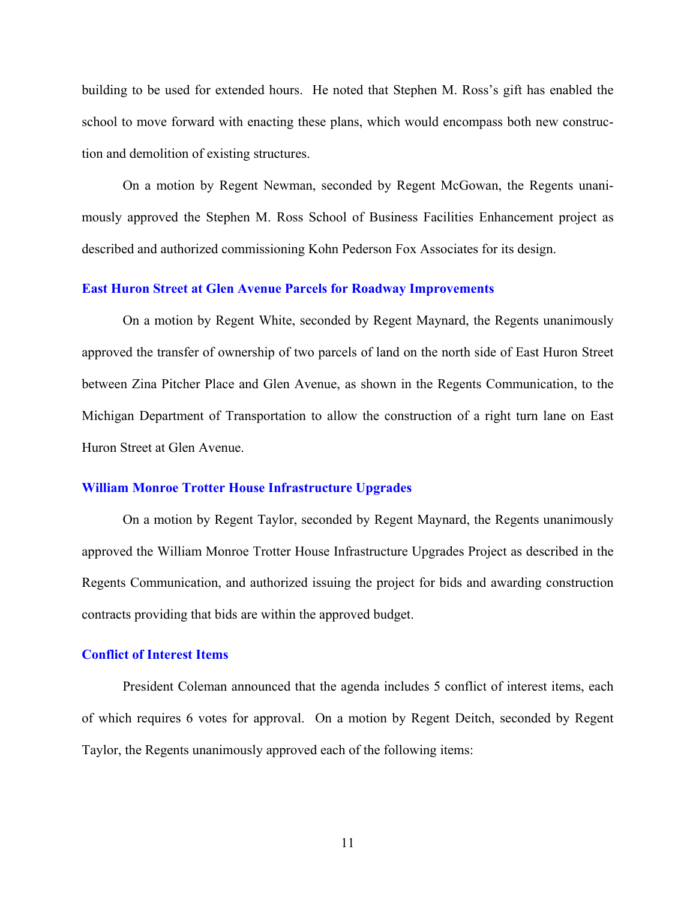building to be used for extended hours. He noted that Stephen M. Ross's gift has enabled the school to move forward with enacting these plans, which would encompass both new construction and demolition of existing structures.

On a motion by Regent Newman, seconded by Regent McGowan, the Regents unanimously approved the Stephen M. Ross School of Business Facilities Enhancement project as described and authorized commissioning Kohn Pederson Fox Associates for its design.

### East Huron Street at Glen Avenue Parcels for Roadway Improvements

On a motion by Regent White, seconded by Regent Maynard, the Regents unanimously approved the transfer of ownership of two parcels of land on the north side of East Huron Street between Zina Pitcher Place and Glen Avenue, as shown in the Regents Communication, to the Michigan Department of Transportation to allow the construction of a right turn lane on East Huron Street at Glen Avenue.

### William Monroe Trotter House Infrastructure Upgrades

On a motion by Regent Taylor, seconded by Regent Maynard, the Regents unanimously approved the William Monroe Trotter House Infrastructure Upgrades Project as described in the Regents Communication, and authorized issuing the project for bids and awarding construction contracts providing that bids are within the approved budget.

### Conflict of Interest Items

President Coleman announced that the agenda includes 5 conflict of interest items, each of which requires 6 votes for approval. On a motion by Regent Deitch, seconded by Regent Taylor, the Regents unanimously approved each of the following items: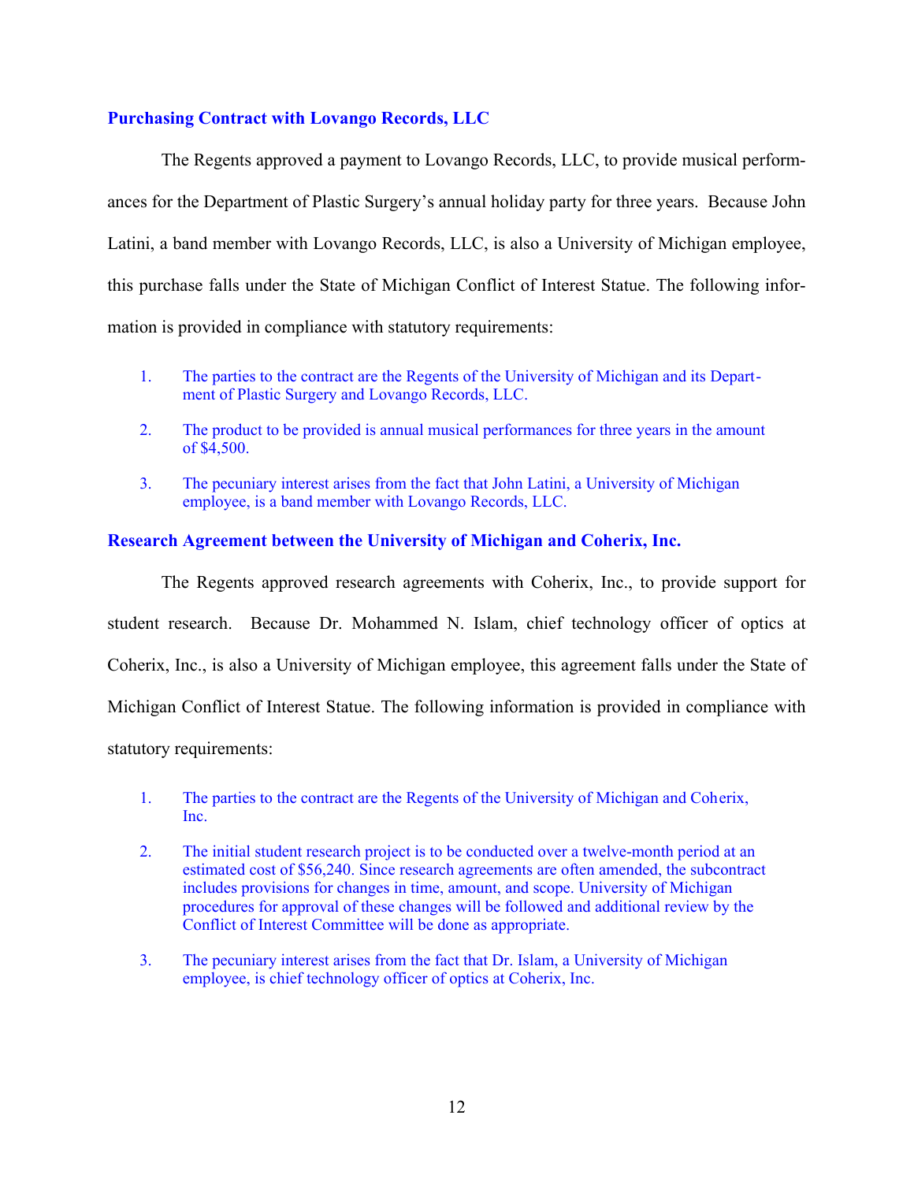### Purchasing Contract with Lovango Records, LLC

The Regents approved a payment to Lovango Records, LLC, to provide musical performances for the Department of Plastic Surgery's annual holiday party for three years. Because John Latini, a band member with Lovango Records, LLC, is also a University of Michigan employee, this purchase falls under the State of Michigan Conflict of Interest Statue. The following information is provided in compliance with statutory requirements:

1. The parties to the contract are the Regents of the University of Michigan and its Department of Plastic Surgery and Lovango Records, LLC.
2. The product to be provided is annual musical performances for three years in the amount of $4,500.
3. The pecuniary interest arises from the fact that John Latini, a University of Michigan employee, is a band member with Lovango Records, LLC.

### Research Agreement between the University of Michigan and Coherix, Inc.

The Regents approved research agreements with Coherix, Inc., to provide support for student research. Because Dr. Mohammed N. Islam, chief technology officer of optics at Coherix, Inc., is also a University of Michigan employee, this agreement falls under the State of Michigan Conflict of Interest Statue. The following information is provided in compliance with statutory requirements:

1. The parties to the contract are the Regents of the University of Michigan and Coherix, Inc.
2. The initial student research project is to be conducted over a twelve-month period at an estimated cost of $56,240. Since research agreements are often amended, the subcontract includes provisions for changes in time, amount, and scope. University of Michigan procedures for approval of these changes will be followed and additional review by the Conflict of Interest Committee will be done as appropriate.
3. The pecuniary interest arises from the fact that Dr. Islam, a University of Michigan employee, is chief technology officer of optics at Coherix, Inc.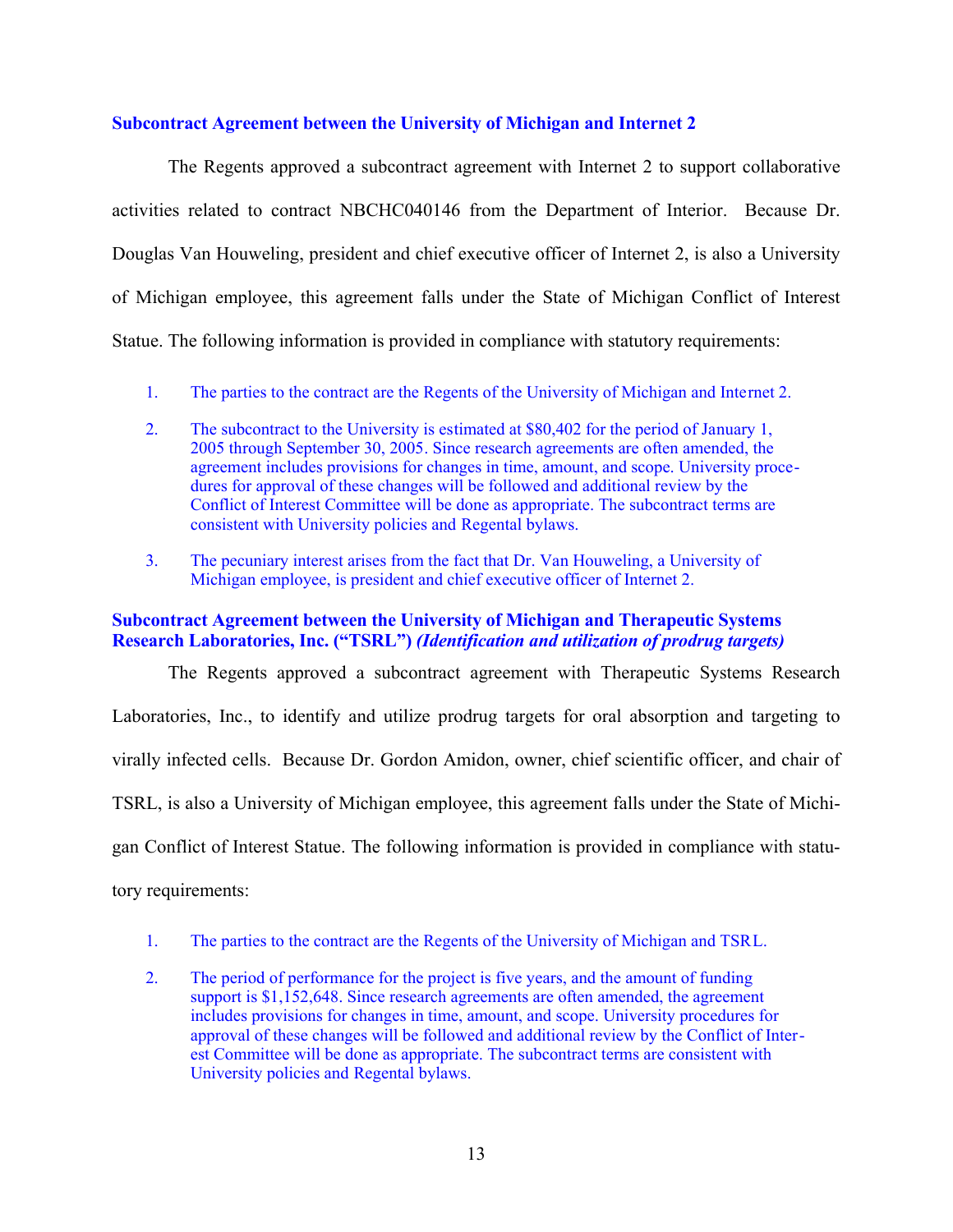### Subcontract Agreement between the University of Michigan and Internet 2

The Regents approved a subcontract agreement with Internet 2 to support collaborative activities related to contract NBCHC040146 from the Department of Interior. Because Dr. Douglas Van Houweling, president and chief executive officer of Internet 2, is also a University of Michigan employee, this agreement falls under the State of Michigan Conflict of Interest Statue. The following information is provided in compliance with statutory requirements:

1. The parties to the contract are the Regents of the University of Michigan and Internet 2.
2. The subcontract to the University is estimated at $80,402 for the period of January 1, 2005 through September 30, 2005. Since research agreements are often amended, the agreement includes provisions for changes in time, amount, and scope. University procedures for approval of these changes will be followed and additional review by the Conflict of Interest Committee will be done as appropriate. The subcontract terms are consistent with University policies and Regental bylaws.
3. The pecuniary interest arises from the fact that Dr. Van Houweling, a University of Michigan employee, is president and chief executive officer of Internet 2.

### Subcontract Agreement between the University of Michigan and Therapeutic Systems Research Laboratories, Inc. ("TSRL") *(Identification and utilization of prodrug targets)*

The Regents approved a subcontract agreement with Therapeutic Systems Research Laboratories, Inc., to identify and utilize prodrug targets for oral absorption and targeting to virally infected cells. Because Dr. Gordon Amidon, owner, chief scientific officer, and chair of TSRL, is also a University of Michigan employee, this agreement falls under the State of Michigan Conflict of Interest Statue. The following information is provided in compliance with statutory requirements:

1. The parties to the contract are the Regents of the University of Michigan and TSRL.
2. The period of performance for the project is five years, and the amount of funding support is $1,152,648. Since research agreements are often amended, the agreement includes provisions for changes in time, amount, and scope. University procedures for approval of these changes will be followed and additional review by the Conflict of Interest Committee will be done as appropriate. The subcontract terms are consistent with University policies and Regental bylaws.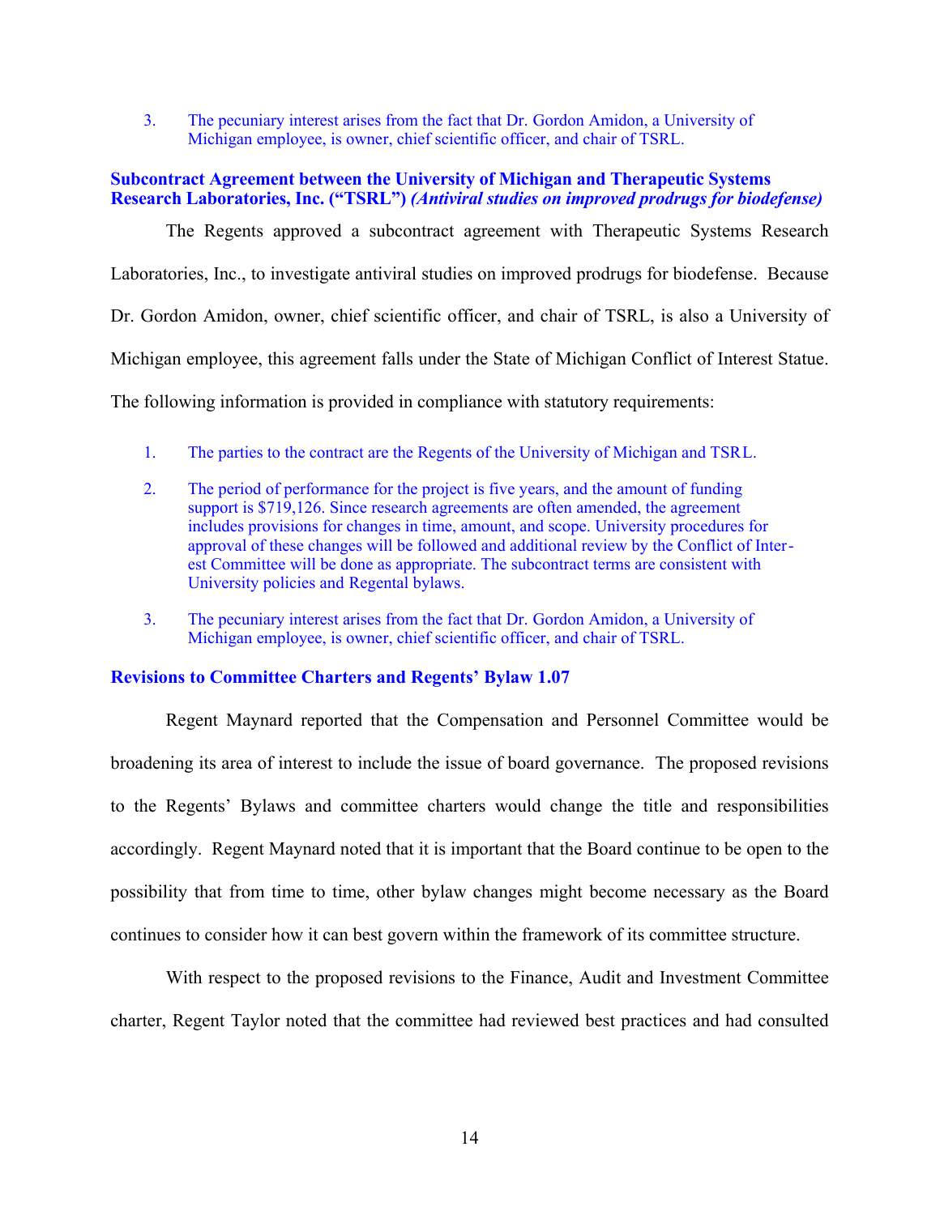3. The pecuniary interest arises from the fact that Dr. Gordon Amidon, a University of Michigan employee, is owner, chief scientific officer, and chair of TSRL.

### Subcontract Agreement between the University of Michigan and Therapeutic Systems Research Laboratories, Inc. ("TSRL") *(Antiviral studies on improved prodrugs for biodefense)*

The Regents approved a subcontract agreement with Therapeutic Systems Research Laboratories, Inc., to investigate antiviral studies on improved prodrugs for biodefense. Because Dr. Gordon Amidon, owner, chief scientific officer, and chair of TSRL, is also a University of Michigan employee, this agreement falls under the State of Michigan Conflict of Interest Statue. The following information is provided in compliance with statutory requirements:

1. The parties to the contract are the Regents of the University of Michigan and TSRL.
2. The period of performance for the project is five years, and the amount of funding support is $719,126. Since research agreements are often amended, the agreement includes provisions for changes in time, amount, and scope. University procedures for approval of these changes will be followed and additional review by the Conflict of Interest Committee will be done as appropriate. The subcontract terms are consistent with University policies and Regental bylaws.
3. The pecuniary interest arises from the fact that Dr. Gordon Amidon, a University of Michigan employee, is owner, chief scientific officer, and chair of TSRL.

### Revisions to Committee Charters and Regents' Bylaw 1.07

Regent Maynard reported that the Compensation and Personnel Committee would be broadening its area of interest to include the issue of board governance. The proposed revisions to the Regents' Bylaws and committee charters would change the title and responsibilities accordingly. Regent Maynard noted that it is important that the Board continue to be open to the possibility that from time to time, other bylaw changes might become necessary as the Board continues to consider how it can best govern within the framework of its committee structure.

With respect to the proposed revisions to the Finance, Audit and Investment Committee charter, Regent Taylor noted that the committee had reviewed best practices and had consulted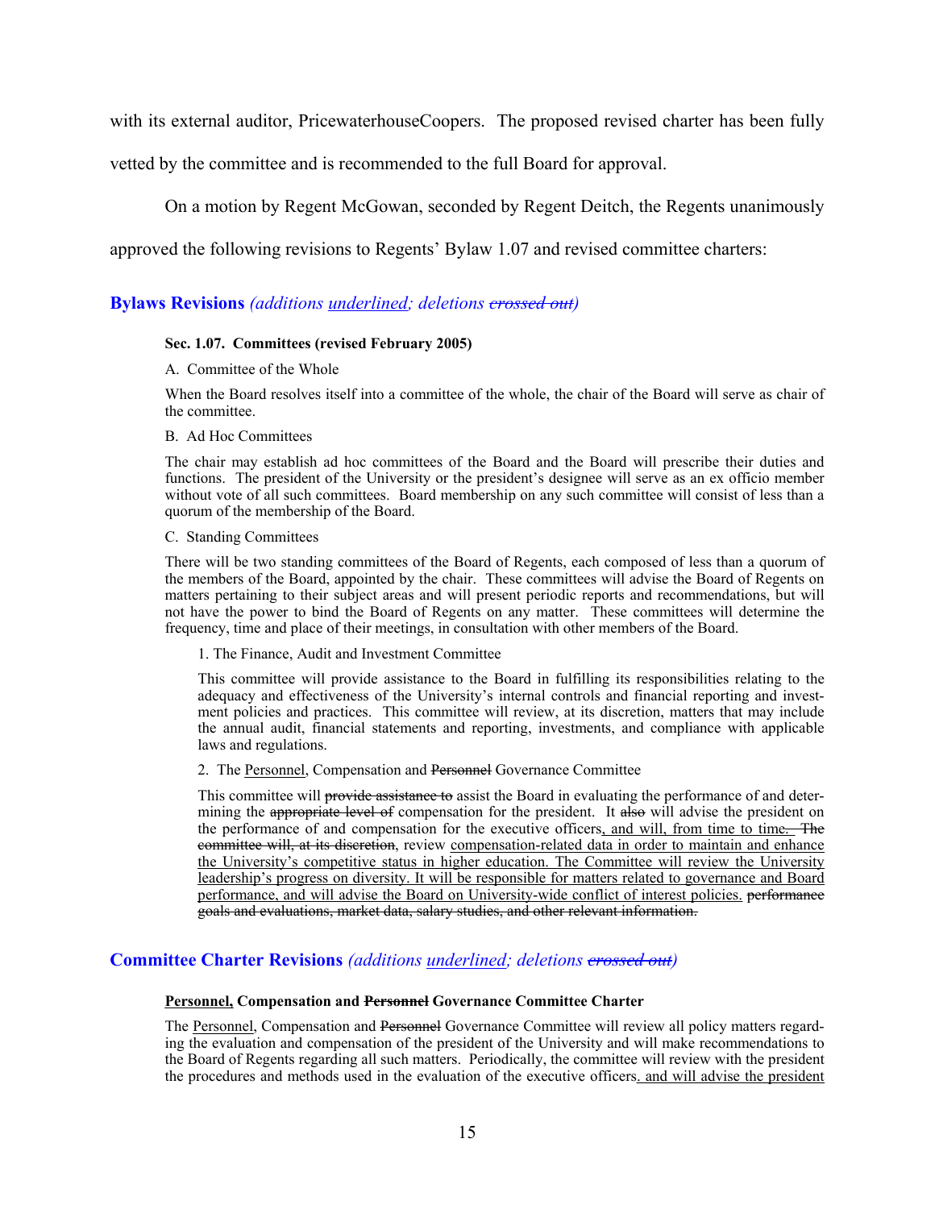with its external auditor, PricewaterhouseCoopers. The proposed revised charter has been fully vetted by the committee and is recommended to the full Board for approval.

On a motion by Regent McGowan, seconded by Regent Deitch, the Regents unanimously approved the following revisions to Regents' Bylaw 1.07 and revised committee charters:

## Bylaws Revisions *(additions <u>underlined</u>; deletions ~~crossed out~~)*

**Sec. 1.07. Committees (revised February 2005)**

A. Committee of the Whole

When the Board resolves itself into a committee of the whole, the chair of the Board will serve as chair of the committee.

B. Ad Hoc Committees

The chair may establish ad hoc committees of the Board and the Board will prescribe their duties and functions. The president of the University or the president's designee will serve as an ex officio member without vote of all such committees. Board membership on any such committee will consist of less than a quorum of the membership of the Board.

C. Standing Committees

There will be two standing committees of the Board of Regents, each composed of less than a quorum of the members of the Board, appointed by the chair. These committees will advise the Board of Regents on matters pertaining to their subject areas and will present periodic reports and recommendations, but will not have the power to bind the Board of Regents on any matter. These committees will determine the frequency, time and place of their meetings, in consultation with other members of the Board.

1. The Finance, Audit and Investment Committee

This committee will provide assistance to the Board in fulfilling its responsibilities relating to the adequacy and effectiveness of the University's internal controls and financial reporting and investment policies and practices. This committee will review, at its discretion, matters that may include the annual audit, financial statements and reporting, investments, and compliance with applicable laws and regulations.

2. The <u>Personnel</u>, Compensation and ~~Personnel~~ Governance Committee

This committee will ~~provide assistance to~~ assist the Board in evaluating the performance of and determining the ~~appropriate level of~~ compensation for the president. It ~~also~~ will advise the president on the performance of and compensation for the executive officers<u>, and will, from time to time</u>~~. The committee will, at its discretion~~, review <u>compensation-related data in order to maintain and enhance the University's competitive status in higher education. The Committee will review the University leadership's progress on diversity. It will be responsible for matters related to governance and Board performance, and will advise the Board on University-wide conflict of interest policies.</u> ~~performance goals and evaluations, market data, salary studies, and other relevant information.~~

## Committee Charter Revisions *(additions <u>underlined</u>; deletions ~~crossed out~~)*

**<u>Personnel,</u> Compensation and ~~Personnel~~ Governance Committee Charter**

The <u>Personnel</u>, Compensation and ~~Personnel~~ Governance Committee will review all policy matters regarding the evaluation and compensation of the president of the University and will make recommendations to the Board of Regents regarding all such matters. Periodically, the committee will review with the president the procedures and methods used in the evaluation of the executive officers<u>. and will advise the president</u>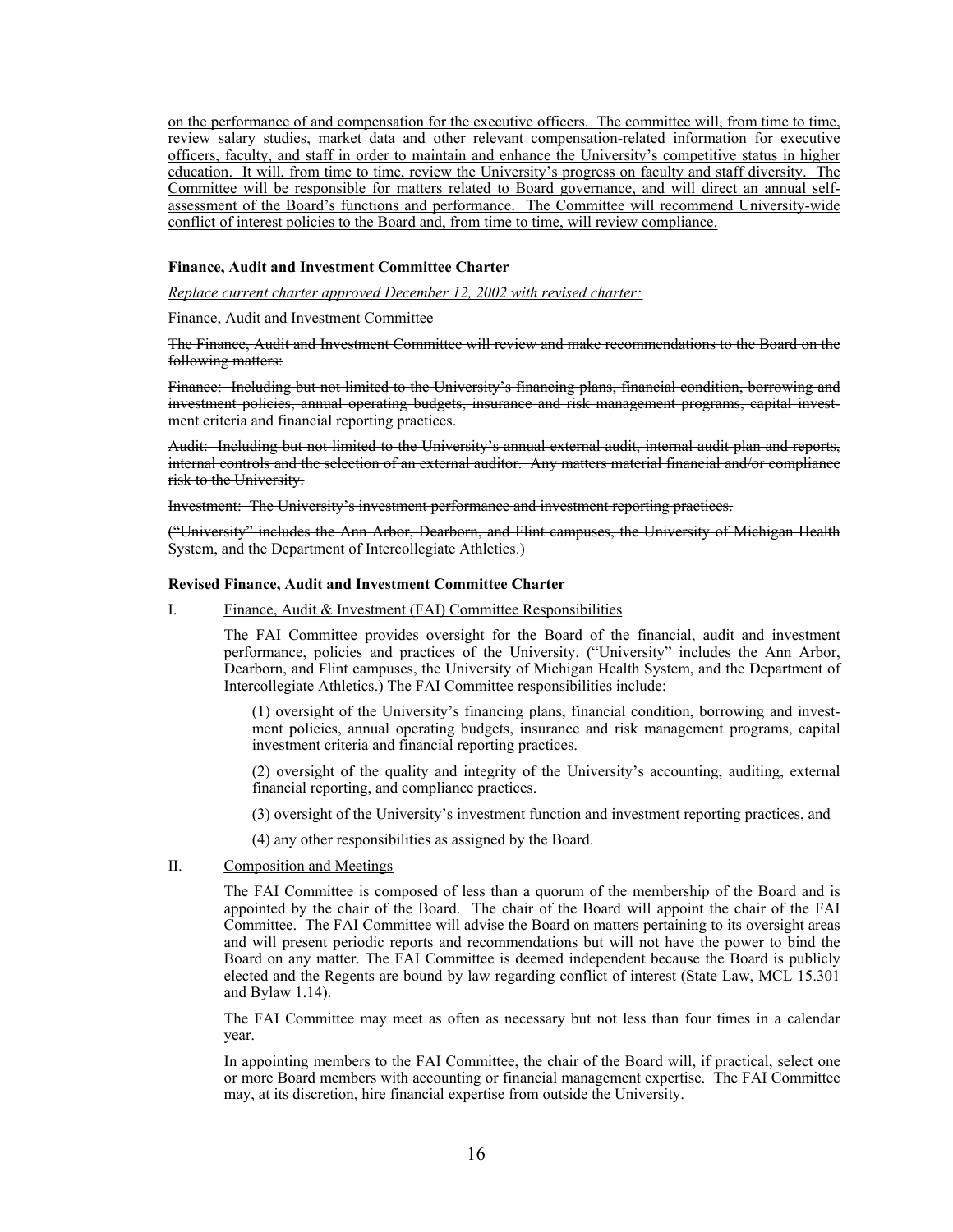on the performance of and compensation for the executive officers. The committee will, from time to time, review salary studies, market data and other relevant compensation-related information for executive officers, faculty, and staff in order to maintain and enhance the University's competitive status in higher education. It will, from time to time, review the University's progress on faculty and staff diversity. The Committee will be responsible for matters related to Board governance, and will direct an annual self-assessment of the Board's functions and performance. The Committee will recommend University-wide conflict of interest policies to the Board and, from time to time, will review compliance.

**Finance, Audit and Investment Committee Charter**

*Replace current charter approved December 12, 2002 with revised charter:*

~~Finance, Audit and Investment Committee~~

~~The Finance, Audit and Investment Committee will review and make recommendations to the Board on the following matters:~~

~~Finance: Including but not limited to the University's financing plans, financial condition, borrowing and investment policies, annual operating budgets, insurance and risk management programs, capital investment criteria and financial reporting practices.~~

~~Audit: Including but not limited to the University's annual external audit, internal audit plan and reports, internal controls and the selection of an external auditor. Any matters material financial and/or compliance risk to the University.~~

~~Investment: The University's investment performance and investment reporting practices.~~

~~("University" includes the Ann Arbor, Dearborn, and Flint campuses, the University of Michigan Health System, and the Department of Intercollegiate Athletics.)~~

**Revised Finance, Audit and Investment Committee Charter**

I. Finance, Audit & Investment (FAI) Committee Responsibilities

The FAI Committee provides oversight for the Board of the financial, audit and investment performance, policies and practices of the University. ("University" includes the Ann Arbor, Dearborn, and Flint campuses, the University of Michigan Health System, and the Department of Intercollegiate Athletics.) The FAI Committee responsibilities include:

(1) oversight of the University's financing plans, financial condition, borrowing and investment policies, annual operating budgets, insurance and risk management programs, capital investment criteria and financial reporting practices.

(2) oversight of the quality and integrity of the University's accounting, auditing, external financial reporting, and compliance practices.

(3) oversight of the University's investment function and investment reporting practices, and

(4) any other responsibilities as assigned by the Board.

II. Composition and Meetings

The FAI Committee is composed of less than a quorum of the membership of the Board and is appointed by the chair of the Board. The chair of the Board will appoint the chair of the FAI Committee. The FAI Committee will advise the Board on matters pertaining to its oversight areas and will present periodic reports and recommendations but will not have the power to bind the Board on any matter. The FAI Committee is deemed independent because the Board is publicly elected and the Regents are bound by law regarding conflict of interest (State Law, MCL 15.301 and Bylaw 1.14).

The FAI Committee may meet as often as necessary but not less than four times in a calendar year.

In appointing members to the FAI Committee, the chair of the Board will, if practical, select one or more Board members with accounting or financial management expertise. The FAI Committee may, at its discretion, hire financial expertise from outside the University.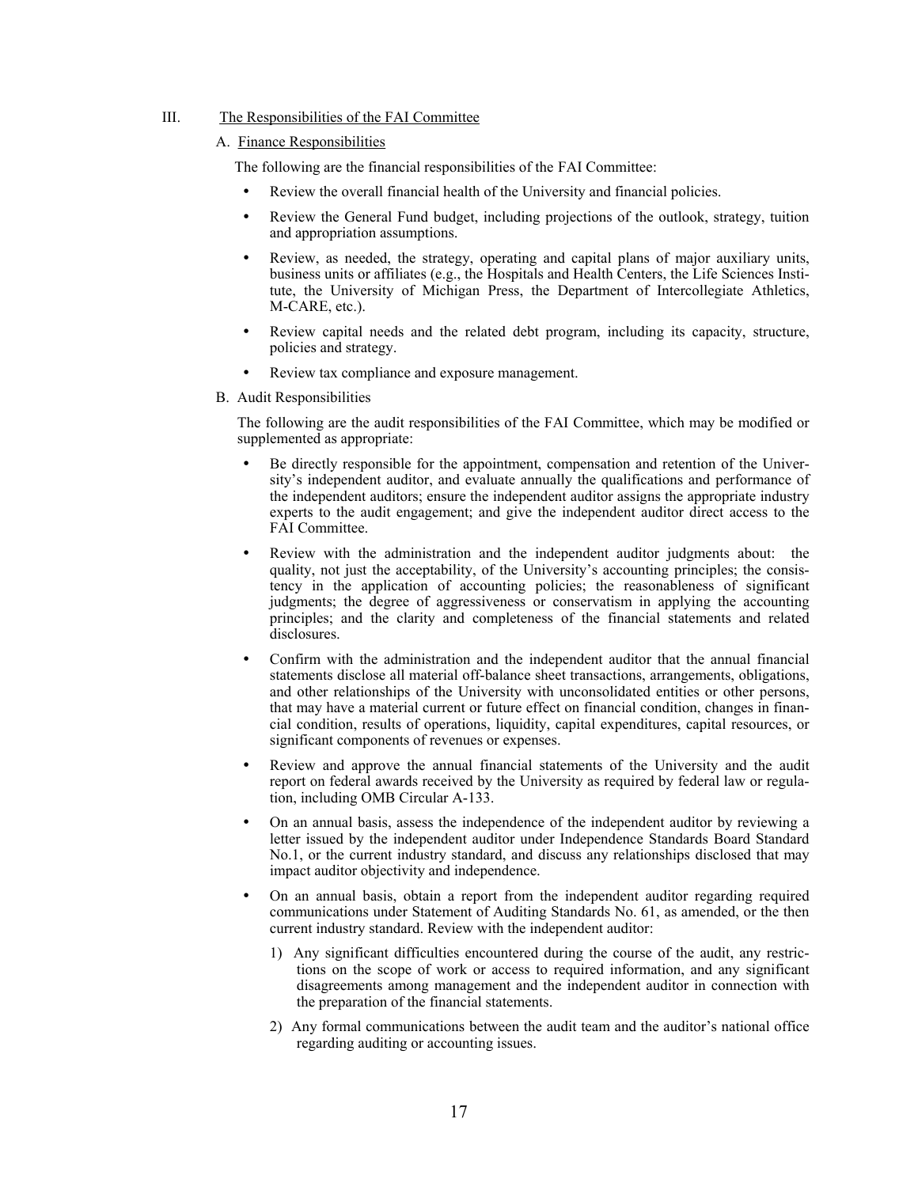## III. The Responsibilities of the FAI Committee

### A. Finance Responsibilities

The following are the financial responsibilities of the FAI Committee:

- Review the overall financial health of the University and financial policies.
- Review the General Fund budget, including projections of the outlook, strategy, tuition and appropriation assumptions.
- Review, as needed, the strategy, operating and capital plans of major auxiliary units, business units or affiliates (e.g., the Hospitals and Health Centers, the Life Sciences Institute, the University of Michigan Press, the Department of Intercollegiate Athletics, M-CARE, etc.).
- Review capital needs and the related debt program, including its capacity, structure, policies and strategy.
- Review tax compliance and exposure management.

### B. Audit Responsibilities

The following are the audit responsibilities of the FAI Committee, which may be modified or supplemented as appropriate:

- Be directly responsible for the appointment, compensation and retention of the University's independent auditor, and evaluate annually the qualifications and performance of the independent auditors; ensure the independent auditor assigns the appropriate industry experts to the audit engagement; and give the independent auditor direct access to the FAI Committee.
- Review with the administration and the independent auditor judgments about: the quality, not just the acceptability, of the University's accounting principles; the consistency in the application of accounting policies; the reasonableness of significant judgments; the degree of aggressiveness or conservatism in applying the accounting principles; and the clarity and completeness of the financial statements and related disclosures.
- Confirm with the administration and the independent auditor that the annual financial statements disclose all material off-balance sheet transactions, arrangements, obligations, and other relationships of the University with unconsolidated entities or other persons, that may have a material current or future effect on financial condition, changes in financial condition, results of operations, liquidity, capital expenditures, capital resources, or significant components of revenues or expenses.
- Review and approve the annual financial statements of the University and the audit report on federal awards received by the University as required by federal law or regulation, including OMB Circular A-133.
- On an annual basis, assess the independence of the independent auditor by reviewing a letter issued by the independent auditor under Independence Standards Board Standard No.1, or the current industry standard, and discuss any relationships disclosed that may impact auditor objectivity and independence.
- On an annual basis, obtain a report from the independent auditor regarding required communications under Statement of Auditing Standards No. 61, as amended, or the then current industry standard. Review with the independent auditor:
  1) Any significant difficulties encountered during the course of the audit, any restrictions on the scope of work or access to required information, and any significant disagreements among management and the independent auditor in connection with the preparation of the financial statements.
  2) Any formal communications between the audit team and the auditor's national office regarding auditing or accounting issues.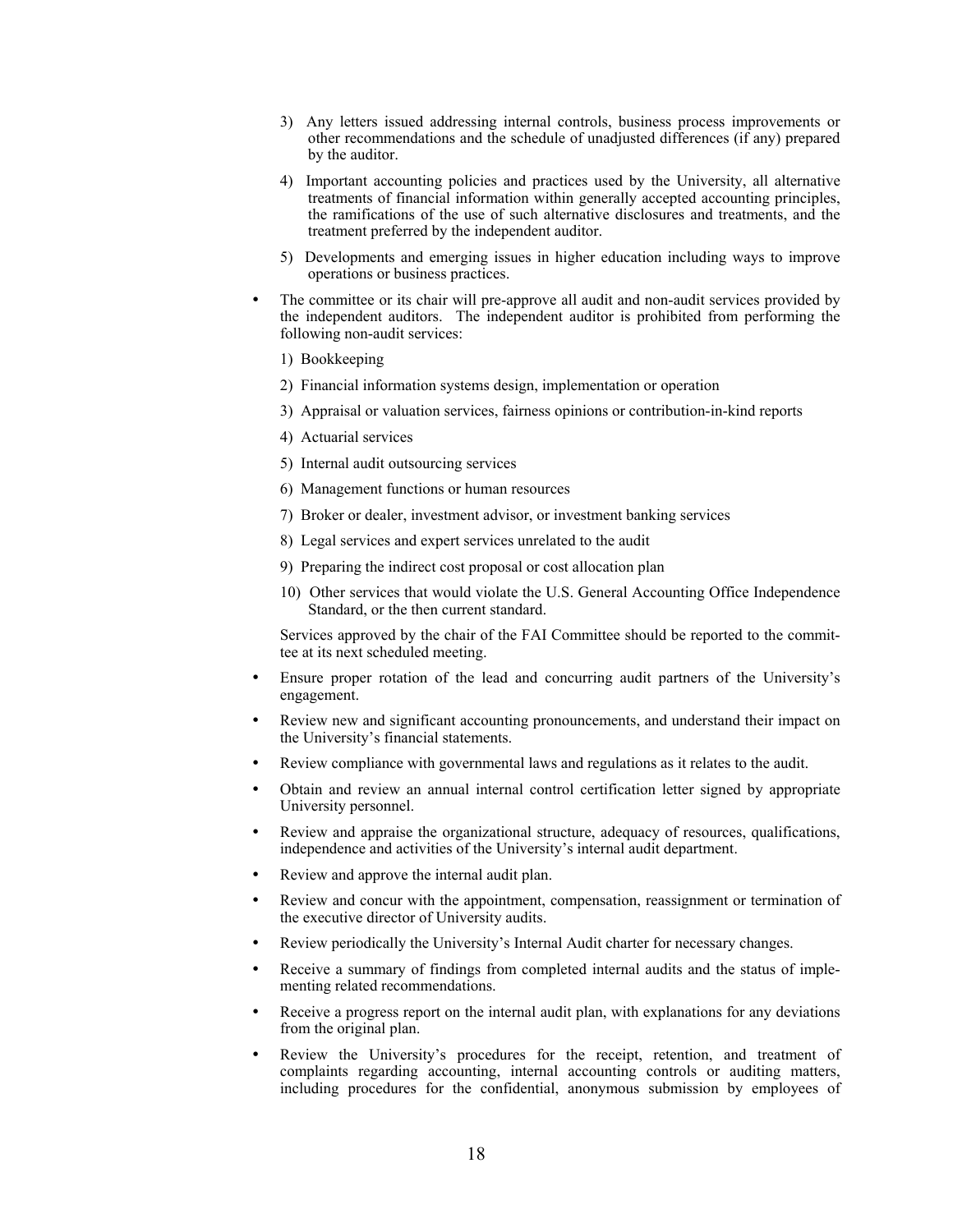3) Any letters issued addressing internal controls, business process improvements or other recommendations and the schedule of unadjusted differences (if any) prepared by the auditor.

4) Important accounting policies and practices used by the University, all alternative treatments of financial information within generally accepted accounting principles, the ramifications of the use of such alternative disclosures and treatments, and the treatment preferred by the independent auditor.

5) Developments and emerging issues in higher education including ways to improve operations or business practices.

- The committee or its chair will pre-approve all audit and non-audit services provided by the independent auditors. The independent auditor is prohibited from performing the following non-audit services:

  1) Bookkeeping

  2) Financial information systems design, implementation or operation

  3) Appraisal or valuation services, fairness opinions or contribution-in-kind reports

  4) Actuarial services

  5) Internal audit outsourcing services

  6) Management functions or human resources

  7) Broker or dealer, investment advisor, or investment banking services

  8) Legal services and expert services unrelated to the audit

  9) Preparing the indirect cost proposal or cost allocation plan

  10) Other services that would violate the U.S. General Accounting Office Independence Standard, or the then current standard.

  Services approved by the chair of the FAI Committee should be reported to the committee at its next scheduled meeting.

- Ensure proper rotation of the lead and concurring audit partners of the University's engagement.
- Review new and significant accounting pronouncements, and understand their impact on the University's financial statements.
- Review compliance with governmental laws and regulations as it relates to the audit.
- Obtain and review an annual internal control certification letter signed by appropriate University personnel.
- Review and appraise the organizational structure, adequacy of resources, qualifications, independence and activities of the University's internal audit department.
- Review and approve the internal audit plan.
- Review and concur with the appointment, compensation, reassignment or termination of the executive director of University audits.
- Review periodically the University's Internal Audit charter for necessary changes.
- Receive a summary of findings from completed internal audits and the status of implementing related recommendations.
- Receive a progress report on the internal audit plan, with explanations for any deviations from the original plan.
- Review the University's procedures for the receipt, retention, and treatment of complaints regarding accounting, internal accounting controls or auditing matters, including procedures for the confidential, anonymous submission by employees of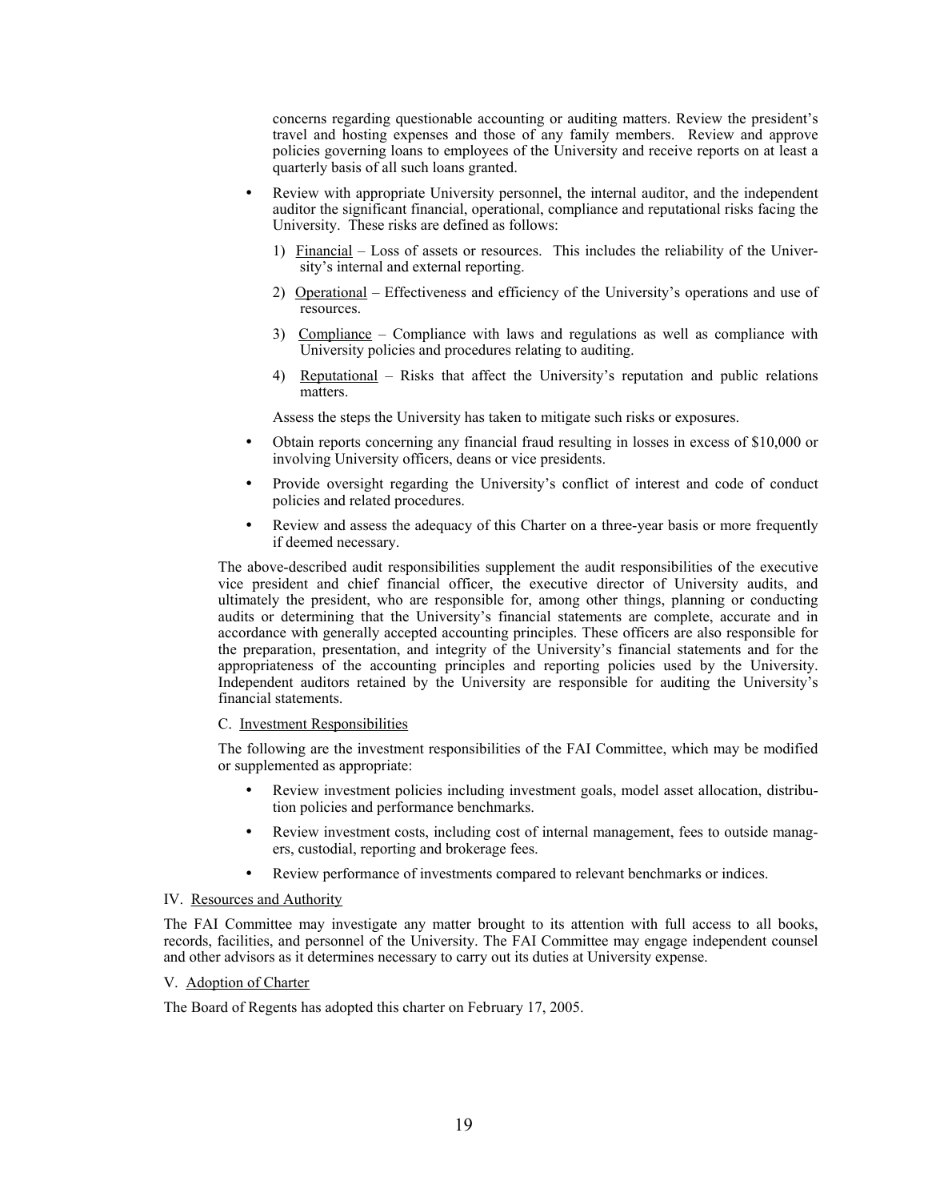concerns regarding questionable accounting or auditing matters. Review the president's travel and hosting expenses and those of any family members. Review and approve policies governing loans to employees of the University and receive reports on at least a quarterly basis of all such loans granted.

- Review with appropriate University personnel, the internal auditor, and the independent auditor the significant financial, operational, compliance and reputational risks facing the University. These risks are defined as follows:

  1) Financial – Loss of assets or resources. This includes the reliability of the University's internal and external reporting.

  2) Operational – Effectiveness and efficiency of the University's operations and use of resources.

  3) Compliance – Compliance with laws and regulations as well as compliance with University policies and procedures relating to auditing.

  4) Reputational – Risks that affect the University's reputation and public relations matters.

  Assess the steps the University has taken to mitigate such risks or exposures.

- Obtain reports concerning any financial fraud resulting in losses in excess of $10,000 or involving University officers, deans or vice presidents.

- Provide oversight regarding the University's conflict of interest and code of conduct policies and related procedures.

- Review and assess the adequacy of this Charter on a three-year basis or more frequently if deemed necessary.

The above-described audit responsibilities supplement the audit responsibilities of the executive vice president and chief financial officer, the executive director of University audits, and ultimately the president, who are responsible for, among other things, planning or conducting audits or determining that the University's financial statements are complete, accurate and in accordance with generally accepted accounting principles. These officers are also responsible for the preparation, presentation, and integrity of the University's financial statements and for the appropriateness of the accounting principles and reporting policies used by the University. Independent auditors retained by the University are responsible for auditing the University's financial statements.

C. Investment Responsibilities

The following are the investment responsibilities of the FAI Committee, which may be modified or supplemented as appropriate:

- Review investment policies including investment goals, model asset allocation, distribution policies and performance benchmarks.
- Review investment costs, including cost of internal management, fees to outside managers, custodial, reporting and brokerage fees.
- Review performance of investments compared to relevant benchmarks or indices.

IV. Resources and Authority

The FAI Committee may investigate any matter brought to its attention with full access to all books, records, facilities, and personnel of the University. The FAI Committee may engage independent counsel and other advisors as it determines necessary to carry out its duties at University expense.

V. Adoption of Charter

The Board of Regents has adopted this charter on February 17, 2005.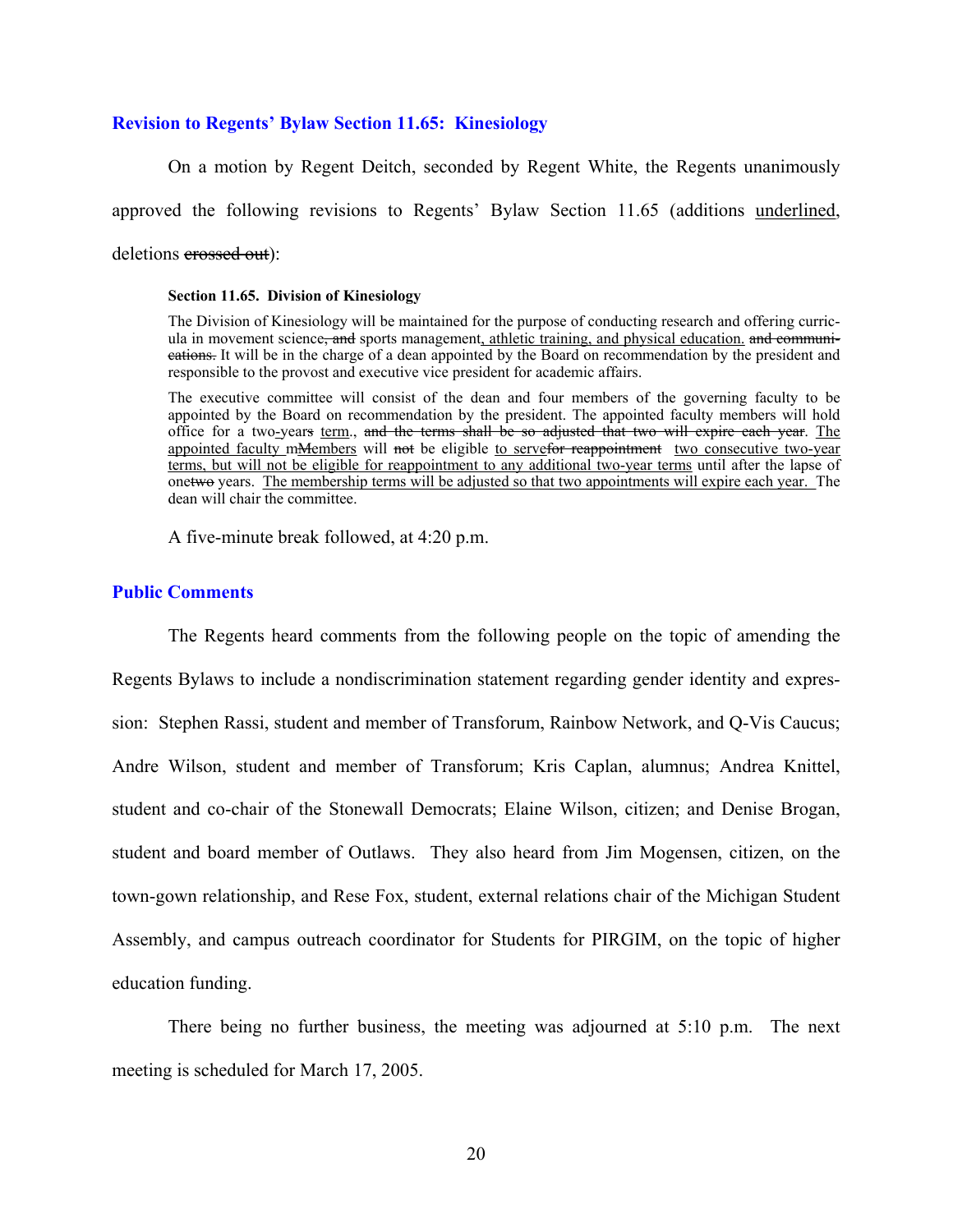## Revision to Regents' Bylaw Section 11.65: Kinesiology

On a motion by Regent Deitch, seconded by Regent White, the Regents unanimously approved the following revisions to Regents' Bylaw Section 11.65 (additions <u>underlined</u>, deletions ~~crossed out~~):

**Section 11.65. Division of Kinesiology**

The Division of Kinesiology will be maintained for the purpose of conducting research and offering curricula in movement science~~, and~~ sports management<u>, athletic training, and physical education.</u> ~~and communications.~~ It will be in the charge of a dean appointed by the Board on recommendation by the president and responsible to the provost and executive vice president for academic affairs.

The executive committee will consist of the dean and four members of the governing faculty to be appointed by the Board on recommendation by the president. The appointed faculty members will hold office for a two-year~~s~~ <u>term</u>., ~~and the terms shall be so adjusted that two will expire each year~~. <u>The appointed faculty m</u>~~M~~<u>embers</u> will ~~not~~ be eligible <u>to serve</u>~~for reappointment~~ <u>two consecutive two-year terms, but will not be eligible for reappointment to any additional two-year terms</u> until after the lapse of <u>one</u>~~two~~ years. <u>The membership terms will be adjusted so that two appointments will expire each year.</u> The dean will chair the committee.

A five-minute break followed, at 4:20 p.m.

## Public Comments

The Regents heard comments from the following people on the topic of amending the Regents Bylaws to include a nondiscrimination statement regarding gender identity and expression: Stephen Rassi, student and member of Transforum, Rainbow Network, and Q-Vis Caucus; Andre Wilson, student and member of Transforum; Kris Caplan, alumnus; Andrea Knittel, student and co-chair of the Stonewall Democrats; Elaine Wilson, citizen; and Denise Brogan, student and board member of Outlaws. They also heard from Jim Mogensen, citizen, on the town-gown relationship, and Rese Fox, student, external relations chair of the Michigan Student Assembly, and campus outreach coordinator for Students for PIRGIM, on the topic of higher education funding.

There being no further business, the meeting was adjourned at 5:10 p.m. The next meeting is scheduled for March 17, 2005.